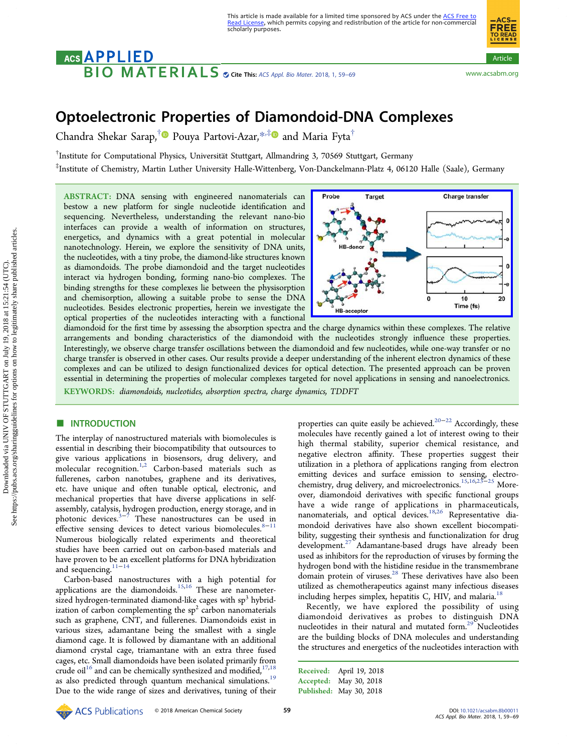# Optoelectronic Properties of Diamondoid-DNA Complexes

Chandra Shekar Sarap,[†] Pouya Partovi-Azar,[*,‡] and Maria Fyta[†]

[†]Institute for Computational Physics, Universität Stuttgart, Allmandring 3, 70569 Stuttgart, Germany

[‡]Institute of Chemistry, Martin Luther University Halle-Wittenberg, Von-Danckelmann-Platz 4, 06120 Halle (Saale), Germany

**ABSTRACT:** DNA sensing with engineered nanomaterials can bestow a new platform for single nucleotide identification and sequencing. Nevertheless, understanding the relevant nano-bio interfaces can provide a wealth of information on structures, energetics, and dynamics with a great potential in molecular nanotechnology. Herein, we explore the sensitivity of DNA units, the nucleotides, with a tiny probe, the diamond-like structures known as diamondoids. The probe diamondoid and the target nucleotides interact via hydrogen bonding, forming nano-bio complexes. The binding strengths for these complexes lie between the physisorption and chemisorption, allowing a suitable probe to sense the DNA nucleotides. Besides electronic properties, herein we investigate the optical properties of the nucleotides interacting with a functional diamondoid for the first time by assessing the absorption spectra and the charge dynamics within these complexes. The relative arrangements and bonding characteristics of the diamondoid with the nucleotides strongly influence these properties. Interestingly, we observe charge transfer oscillations between the diamondoid and few nucleotides, while one-way transfer or no charge transfer is observed in other cases. Our results provide a deeper understanding of the inherent electron dynamics of these complexes and can be utilized to design functionalized devices for optical detection. The presented approach can be proven essential in determining the properties of molecular complexes targeted for novel applications in sensing and nanoelectronics.

**KEYWORDS:** *diamondoids, nucleotides, absorption spectra, charge dynamics, TDDFT*

## INTRODUCTION

The interplay of nanostructured materials with biomolecules is essential in describing their biocompatibility that outsources to give various applications in biosensors, drug delivery, and molecular recognition.[1,2] Carbon-based materials such as fullerenes, carbon nanotubes, graphene and its derivatives, etc. have unique and often tunable optical, electronic, and mechanical properties that have diverse applications in self-assembly, catalysis, hydrogen production, energy storage, and in photonic devices.[3−7] These nanostructures can be used in effective sensing devices to detect various biomolecules.[8−11] Numerous biologically related experiments and theoretical studies have been carried out on carbon-based materials and have proven to be an excellent platforms for DNA hybridization and sequencing.[11−14]

Carbon-based nanostructures with a high potential for applications are the diamondoids.[15,16] These are nanometer-sized hydrogen-terminated diamond-like cages with $sp^3$ hybridization of carbon complementing the $sp^2$ carbon nanomaterials such as graphene, CNT, and fullerenes. Diamondoids exist in various sizes, adamantane being the smallest with a single diamond cage. It is followed by diamantane with an additional diamond crystal cage, triamantane with an extra three fused cages, etc. Small diamondoids have been isolated primarily from crude oil[16] and can be chemically synthesized and modified,[17,18] as also predicted through quantum mechanical simulations.[19] Due to the wide range of sizes and derivatives, tuning of their properties can quite easily be achieved.[20−22] Accordingly, these molecules have recently gained a lot of interest owing to their high thermal stability, superior chemical resistance, and negative electron affinity. These properties suggest their utilization in a plethora of applications ranging from electron emitting devices and surface emission to sensing, electrochemistry, drug delivery, and microelectronics.[15,16,23−25] Moreover, diamondoid derivatives with specific functional groups have a wide range of applications in pharmaceuticals, nanomaterials, and optical devices.[18,26] Representative diamondoid derivatives have also shown excellent biocompatibility, suggesting their synthesis and functionalization for drug development.[27] Adamantane-based drugs have already been used as inhibitors for the reproduction of viruses by forming the hydrogen bond with the histidine residue in the transmembrane domain protein of viruses.[28] These derivatives have also been utilized as chemotherapeutics against many infectious diseases including herpes simplex, hepatitis C, HIV, and malaria.[18]

Recently, we have explored the possibility of using diamondoid derivatives as probes to distinguish DNA nucleotides in their natural and mutated form.[29] Nucleotides are the building blocks of DNA molecules and understanding the structures and energetics of the nucleotides interaction with

Received: April 19, 2018
Accepted: May 30, 2018
Published: May 30, 2018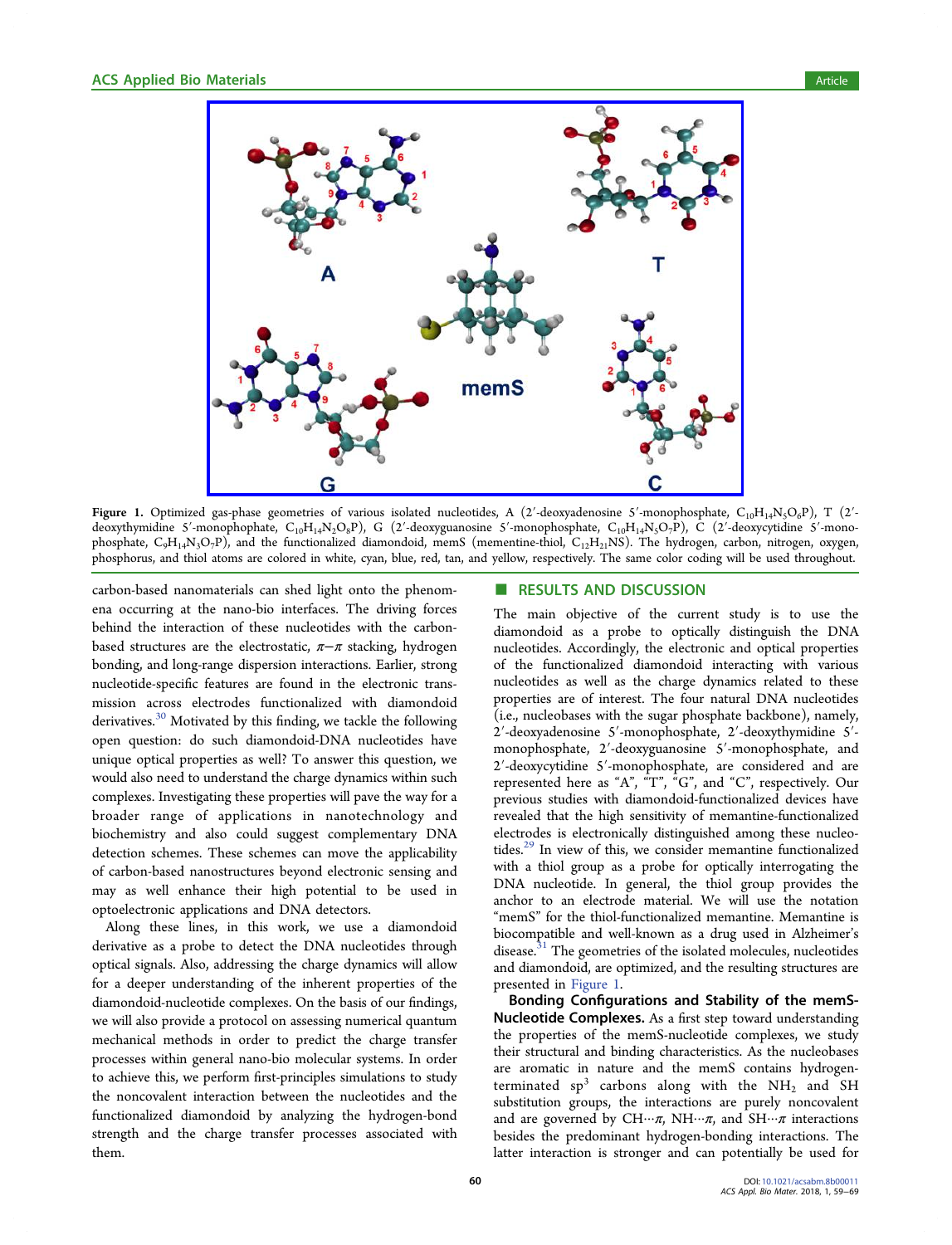Figure 1. Optimized gas-phase geometries of various isolated nucleotides, A (2′-deoxyadenosine 5′-monophosphate, $C_{10}H_{14}N_5O_6P$), T (2′-deoxythymidine 5′-monophophate, $C_{10}H_{14}N_2O_8P$), G (2′-deoxyguanosine 5′-monophosphate, $C_{10}H_{14}N_5O_7P$), C (2′-deoxycytidine 5′-monophosphate, $C_9H_{14}N_3O_7P$), and the functionalized diamondoid, memS (mementine-thiol, $C_{12}H_{21}NS$). The hydrogen, carbon, nitrogen, oxygen, phosphorus, and thiol atoms are colored in white, cyan, blue, red, tan, and yellow, respectively. The same color coding will be used throughout.

carbon-based nanomaterials can shed light onto the phenomena occurring at the nano-bio interfaces. The driving forces behind the interaction of these nucleotides with the carbon-based structures are the electrostatic, $\pi-\pi$ stacking, hydrogen bonding, and long-range dispersion interactions. Earlier, strong nucleotide-specific features are found in the electronic transmission across electrodes functionalized with diamondoid derivatives.[30] Motivated by this finding, we tackle the following open question: do such diamondoid-DNA nucleotides have unique optical properties as well? To answer this question, we would also need to understand the charge dynamics within such complexes. Investigating these properties will pave the way for a broader range of applications in nanotechnology and biochemistry and also could suggest complementary DNA detection schemes. These schemes can move the applicability of carbon-based nanostructures beyond electronic sensing and may as well enhance their high potential to be used in optoelectronic applications and DNA detectors.

Along these lines, in this work, we use a diamondoid derivative as a probe to detect the DNA nucleotides through optical signals. Also, addressing the charge dynamics will allow for a deeper understanding of the inherent properties of the diamondoid-nucleotide complexes. On the basis of our findings, we will also provide a protocol on assessing numerical quantum mechanical methods in order to predict the charge transfer processes within general nano-bio molecular systems. In order to achieve this, we perform first-principles simulations to study the noncovalent interaction between the nucleotides and the functionalized diamondoid by analyzing the hydrogen-bond strength and the charge transfer processes associated with them.

## RESULTS AND DISCUSSION

The main objective of the current study is to use the diamondoid as a probe to optically distinguish the DNA nucleotides. Accordingly, the electronic and optical properties of the functionalized diamondoid interacting with various nucleotides as well as the charge dynamics related to these properties are of interest. The four natural DNA nucleotides (i.e., nucleobases with the sugar phosphate backbone), namely, 2′-deoxyadenosine 5′-monophosphate, 2′-deoxythymidine 5′-monophosphate, 2′-deoxyguanosine 5′-monophosphate, and 2′-deoxycytidine 5′-monophosphate, are considered and are represented here as "A", "T", "G", and "C", respectively. Our previous studies with diamondoid-functionalized devices have revealed that the high sensitivity of memantine-functionalized electrodes is electronically distinguished among these nucleotides.[29] In view of this, we consider memantine functionalized with a thiol group as a probe for optically interrogating the DNA nucleotide. In general, the thiol group provides the anchor to an electrode material. We will use the notation "memS" for the thiol-functionalized memantine. Memantine is biocompatible and well-known as a drug used in Alzheimer's disease.[31] The geometries of the isolated molecules, nucleotides and diamondoid, are optimized, and the resulting structures are presented in Figure 1.

**Bonding Configurations and Stability of the memS-Nucleotide Complexes.** As a first step toward understanding the properties of the memS-nucleotide complexes, we study their structural and binding characteristics. As the nucleobases are aromatic in nature and the memS contains hydrogen-terminated $sp^3$ carbons along with the $NH_2$ and SH substitution groups, the interactions are purely noncovalent and are governed by CH$\cdots\pi$, NH$\cdots\pi$, and SH$\cdots\pi$ interactions besides the predominant hydrogen-bonding interactions. The latter interaction is stronger and can potentially be used for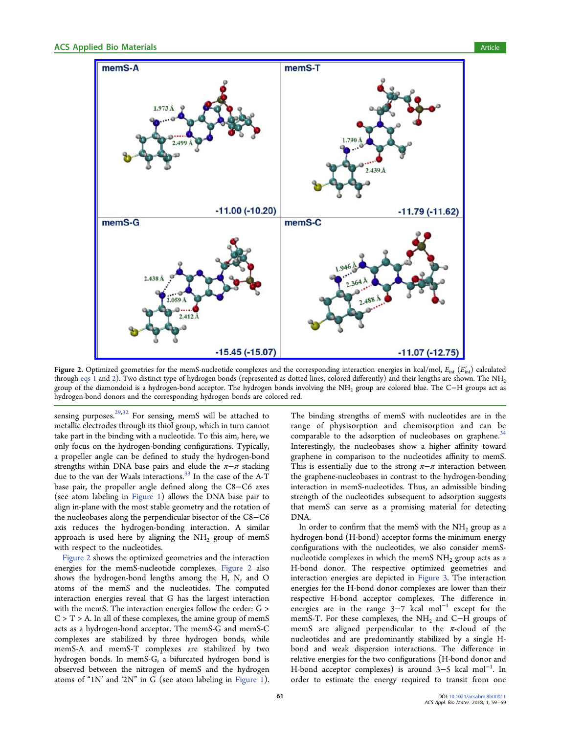**Figure 2.** Optimized geometries for the memS-nucleotide complexes and the corresponding interaction energies in kcal/mol, $E_{int}$ ($E'_{int}$) calculated through eqs 1 and 2). Two distinct type of hydrogen bonds (represented as dotted lines, colored differently) and their lengths are shown. The $NH_2$ group of the diamondoid is a hydrogen-bond acceptor. The hydrogen bonds involving the $NH_2$ group are colored blue. The C−H groups act as hydrogen-bond donors and the corresponding hydrogen bonds are colored red.

sensing purposes.[29,32] For sensing, memS will be attached to metallic electrodes through its thiol group, which in turn cannot take part in the binding with a nucleotide. To this aim, here, we only focus on the hydrogen-bonding configurations. Typically, a propeller angle can be defined to study the hydrogen-bond strengths within DNA base pairs and elude the $\pi-\pi$ stacking due to the van der Waals interactions.[33] In the case of the A-T base pair, the propeller angle defined along the C8−C6 axes (see atom labeling in Figure 1) allows the DNA base pair to align in-plane with the most stable geometry and the rotation of the nucleobases along the perpendicular bisector of the C8−C6 axis reduces the hydrogen-bonding interaction. A similar approach is used here by aligning the $NH_2$ group of memS with respect to the nucleotides.

Figure 2 shows the optimized geometries and the interaction energies for the memS-nucleotide complexes. Figure 2 also shows the hydrogen-bond lengths among the H, N, and O atoms of the memS and the nucleotides. The computed interaction energies reveal that G has the largest interaction with the memS. The interaction energies follow the order: G > C > T > A. In all of these complexes, the amine group of memS acts as a hydrogen-bond acceptor. The memS-G and memS-C complexes are stabilized by three hydrogen bonds, while memS-A and memS-T complexes are stabilized by two hydrogen bonds. In memS-G, a bifurcated hydrogen bond is observed between the nitrogen of memS and the hydrogen atoms of "1N' and '2N" in G (see atom labeling in Figure 1).

The binding strengths of memS with nucleotides are in the range of physisorption and chemisorption and can be comparable to the adsorption of nucleobases on graphene.[34] Interestingly, the nucleobases show a higher affinity toward graphene in comparison to the nucleotides affinity to memS. This is essentially due to the strong $\pi-\pi$ interaction between the graphene-nucleobases in contrast to the hydrogen-bonding interaction in memS-nucleotides. Thus, an admissible binding strength of the nucleotides subsequent to adsorption suggests that memS can serve as a promising material for detecting DNA.

In order to confirm that the memS with the $NH_2$ group as a hydrogen bond (H-bond) acceptor forms the minimum energy configurations with the nucleotides, we also consider memS-nucleotide complexes in which the memS $NH_2$ group acts as a H-bond donor. The respective optimized geometries and interaction energies are depicted in Figure 3. The interaction energies for the H-bond donor complexes are lower than their respective H-bond acceptor complexes. The difference in energies are in the range 3−7 kcal $mol^{-1}$ except for the memS-T. For these complexes, the $NH_2$ and C−H groups of memS are aligned perpendicular to the $\pi$-cloud of the nucleotides and are predominantly stabilized by a single H-bond and weak dispersion interactions. The difference in relative energies for the two configurations (H-bond donor and H-bond acceptor complexes) is around 3−5 kcal $mol^{-1}$. In order to estimate the energy required to transit from one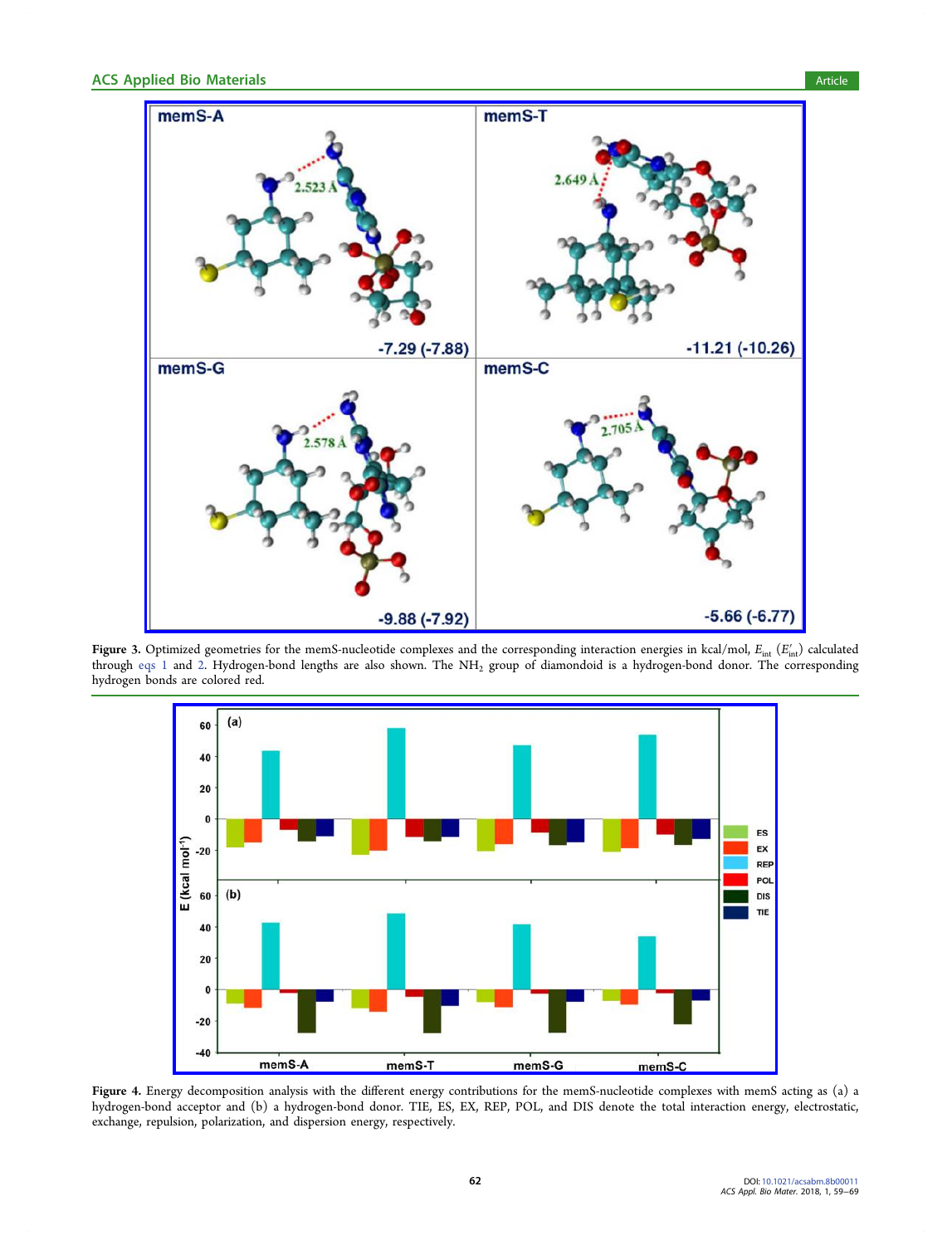Figure 3. Optimized geometries for the memS-nucleotide complexes and the corresponding interaction energies in kcal/mol, $E_{int}$ ($E'_{int}$) calculated through eqs 1 and 2. Hydrogen-bond lengths are also shown. The $NH_2$ group of diamondoid is a hydrogen-bond donor. The corresponding hydrogen bonds are colored red.

Figure 4. Energy decomposition analysis with the different energy contributions for the memS-nucleotide complexes with memS acting as (a) a hydrogen-bond acceptor and (b) a hydrogen-bond donor. TIE, ES, EX, REP, POL, and DIS denote the total interaction energy, electrostatic, exchange, repulsion, polarization, and dispersion energy, respectively.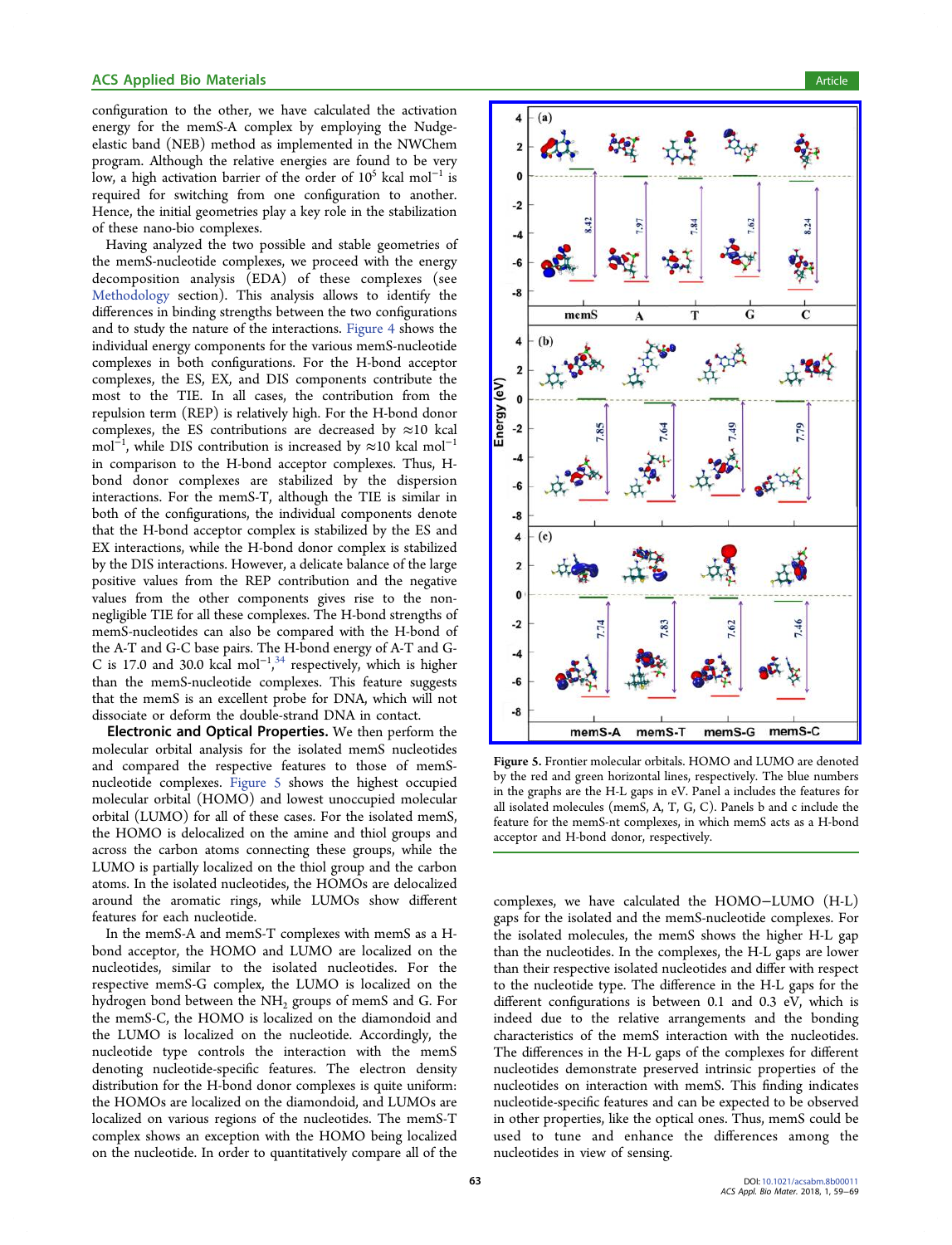configuration to the other, we have calculated the activation energy for the memS-A complex by employing the Nudge-elastic band (NEB) method as implemented in the NWChem program. Although the relative energies are found to be very low, a high activation barrier of the order of $10^5$ kcal mol$^{-1}$ is required for switching from one configuration to another. Hence, the initial geometries play a key role in the stabilization of these nano-bio complexes.

Having analyzed the two possible and stable geometries of the memS-nucleotide complexes, we proceed with the energy decomposition analysis (EDA) of these complexes (see Methodology section). This analysis allows to identify the differences in binding strengths between the two configurations and to study the nature of the interactions. Figure 4 shows the individual energy components for the various memS-nucleotide complexes in both configurations. For the H-bond acceptor complexes, the ES, EX, and DIS components contribute the most to the TIE. In all cases, the contribution from the repulsion term (REP) is relatively high. For the H-bond donor complexes, the ES contributions are decreased by ≈10 kcal mol$^{-1}$, while DIS contribution is increased by ≈10 kcal mol$^{-1}$ in comparison to the H-bond acceptor complexes. Thus, H-bond donor complexes are stabilized by the dispersion interactions. For the memS-T, although the TIE is similar in both of the configurations, the individual components denote that the H-bond acceptor complex is stabilized by the ES and EX interactions, while the H-bond donor complex is stabilized by the DIS interactions. However, a delicate balance of the large positive values from the REP contribution and the negative values from the other components gives rise to the non-negligible TIE for all these complexes. The H-bond strengths of memS-nucleotides can also be compared with the H-bond of the A-T and G-C base pairs. The H-bond energy of A-T and G-C is 17.0 and 30.0 kcal mol$^{-1}$,[34] respectively, which is higher than the memS-nucleotide complexes. This feature suggests that the memS is an excellent probe for DNA, which will not dissociate or deform the double-strand DNA in contact.

**Electronic and Optical Properties.** We then perform the molecular orbital analysis for the isolated memS nucleotides and compared the respective features to those of memS-nucleotide complexes. Figure 5 shows the highest occupied molecular orbital (HOMO) and lowest unoccupied molecular orbital (LUMO) for all of these cases. For the isolated memS, the HOMO is delocalized on the amine and thiol groups and across the carbon atoms connecting these groups, while the LUMO is partially localized on the thiol group and the carbon atoms. In the isolated nucleotides, the HOMOs are delocalized around the aromatic rings, while LUMOs show different features for each nucleotide.

In the memS-A and memS-T complexes with memS as a H-bond acceptor, the HOMO and LUMO are localized on the nucleotides, similar to the isolated nucleotides. For the respective memS-G complex, the LUMO is localized on the hydrogen bond between the $NH_2$ groups of memS and G. For the memS-C, the HOMO is localized on the diamondoid and the LUMO is localized on the nucleotide. Accordingly, the nucleotide type controls the interaction with the memS denoting nucleotide-specific features. The electron density distribution for the H-bond donor complexes is quite uniform: the HOMOs are localized on the diamondoid, and LUMOs are localized on various regions of the nucleotides. The memS-T complex shows an exception with the HOMO being localized on the nucleotide. In order to quantitatively compare all of the complexes, we have calculated the HOMO−LUMO (H-L) gaps for the isolated and the memS-nucleotide complexes. For the isolated molecules, the memS shows the higher H-L gap than the nucleotides. In the complexes, the H-L gaps are lower than their respective isolated nucleotides and differ with respect to the nucleotide type. The difference in the H-L gaps for the different configurations is between 0.1 and 0.3 eV, which is indeed due to the relative arrangements and the bonding characteristics of the memS interaction with the nucleotides. The differences in the H-L gaps of the complexes for different nucleotides demonstrate preserved intrinsic properties of the nucleotides on interaction with memS. This finding indicates nucleotide-specific features and can be expected to be observed in other properties, like the optical ones. Thus, memS could be used to tune and enhance the differences among the nucleotides in view of sensing.

Figure 5. Frontier molecular orbitals. HOMO and LUMO are denoted by the red and green horizontal lines, respectively. The blue numbers in the graphs are the H-L gaps in eV. Panel a includes the features for all isolated molecules (memS, A, T, G, C). Panels b and c include the feature for the memS-nt complexes, in which memS acts as a H-bond acceptor and H-bond donor, respectively.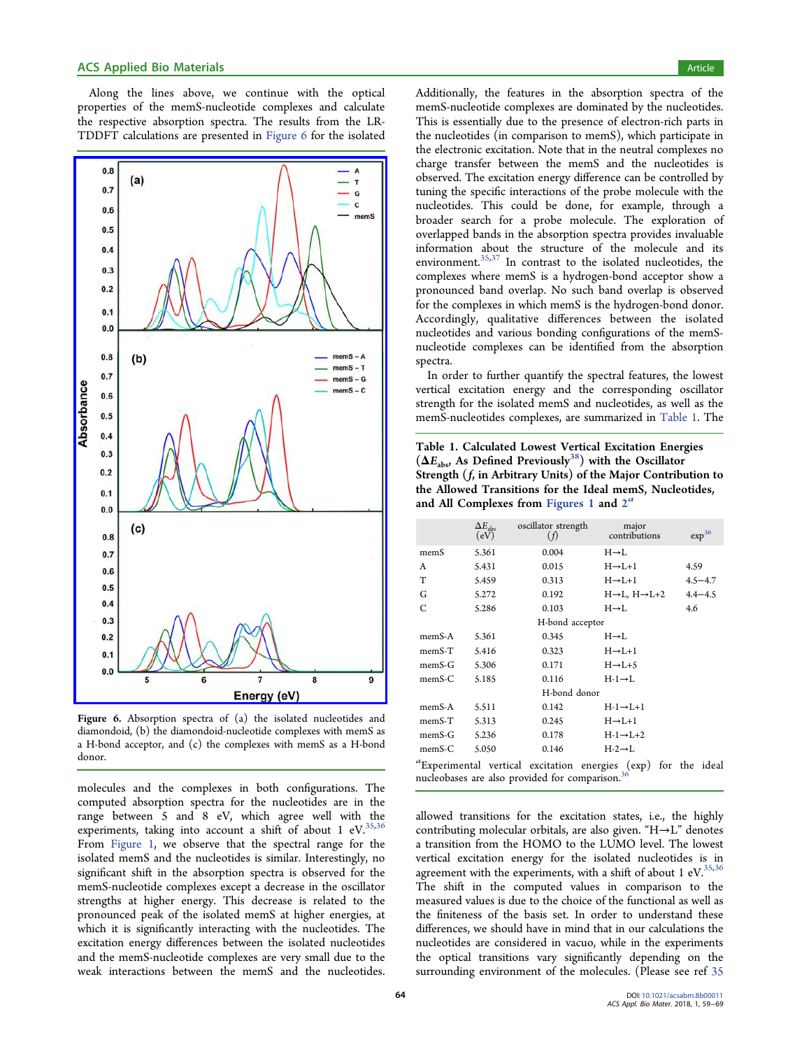Along the lines above, we continue with the optical properties of the memS-nucleotide complexes and calculate the respective absorption spectra. The results from the LR-TDDFT calculations are presented in Figure 6 for the isolated molecules and the complexes in both configurations. The computed absorption spectra for the nucleotides are in the range between 5 and 8 eV, which agree well with the experiments, taking into account a shift of about 1 eV.[35,36] From Figure 1, we observe that the spectral range for the isolated memS and the nucleotides is similar. Interestingly, no significant shift in the absorption spectra is observed for the memS-nucleotide complexes except a decrease in the oscillator strengths at higher energy. This decrease is related to the pronounced peak of the isolated memS at higher energies, at which it is significantly interacting with the nucleotides. The excitation energy differences between the isolated nucleotides and the memS-nucleotide complexes are very small due to the weak interactions between the memS and the nucleotides.

Figure 6. Absorption spectra of (a) the isolated nucleotides and diamondoid, (b) the diamondoid-nucleotide complexes with memS as a H-bond acceptor, and (c) the complexes with memS as a H-bond donor.

Additionally, the features in the absorption spectra of the memS-nucleotide complexes are dominated by the nucleotides. This is essentially due to the presence of electron-rich parts in the nucleotides (in comparison to memS), which participate in the electronic excitation. Note that in the neutral complexes no charge transfer between the memS and the nucleotides is observed. The excitation energy difference can be controlled by tuning the specific interactions of the probe molecule with the nucleotides. This could be done, for example, through a broader search for a probe molecule. The exploration of overlapped bands in the absorption spectra provides invaluable information about the structure of the molecule and its environment.[35,37] In contrast to the isolated nucleotides, the complexes where memS is a hydrogen-bond acceptor show a pronounced band overlap. No such band overlap is observed for the complexes in which memS is the hydrogen-bond donor. Accordingly, qualitative differences between the isolated nucleotides and various bonding configurations of the memS-nucleotide complexes can be identified from the absorption spectra.

In order to further quantify the spectral features, the lowest vertical excitation energy and the corresponding oscillator strength for the isolated memS and nucleotides, as well as the memS-nucleotides complexes, are summarized in Table 1. The allowed transitions for the excitation states, i.e., the highly contributing molecular orbitals, are also given. "H→L" denotes a transition from the HOMO to the LUMO level. The lowest vertical excitation energy for the isolated nucleotides is in agreement with the experiments, with a shift of about 1 eV.[35,36] The shift in the computed values in comparison to the measured values is due to the choice of the functional as well as the finiteness of the basis set. In order to understand these differences, we should have in mind that in our calculations the nucleotides are considered in vacuo, while in the experiments the optical transitions vary significantly depending on the surrounding environment of the molecules. (Please see ref 35

**Table 1. Calculated Lowest Vertical Excitation Energies ($\Delta E_{abs}$, As Defined Previously[38]) with the Oscillator Strength ($f$, in Arbitrary Units) of the Major Contribution to the Allowed Transitions for the Ideal memS, Nucleotides, and All Complexes from Figures 1 and 2[a]**

| | $\Delta E_{abs}$ (eV) | oscillator strength ($f$) | major contributions | exp[36] |
|---|---|---|---|---|
| memS | 5.361 | 0.004 | H→L | |
| A | 5.431 | 0.015 | H→L+1 | 4.59 |
| T | 5.459 | 0.313 | H→L+1 | 4.5−4.7 |
| G | 5.272 | 0.192 | H→L, H→L+2 | 4.4−4.5 |
| C | 5.286 | 0.103 | H→L | 4.6 |
| | | H-bond acceptor | | |
| memS-A | 5.361 | 0.345 | H→L | |
| memS-T | 5.416 | 0.323 | H→L+1 | |
| memS-G | 5.306 | 0.171 | H→L+5 | |
| memS-C | 5.185 | 0.116 | H-1→L | |
| | | H-bond donor | | |
| memS-A | 5.511 | 0.142 | H-1→L+1 | |
| memS-T | 5.313 | 0.245 | H→L+1 | |
| memS-G | 5.236 | 0.178 | H-1→L+2 | |
| memS-C | 5.050 | 0.146 | H-2→L | |

[a]Experimental vertical excitation energies (exp) for the ideal nucleobases are also provided for comparison.[36]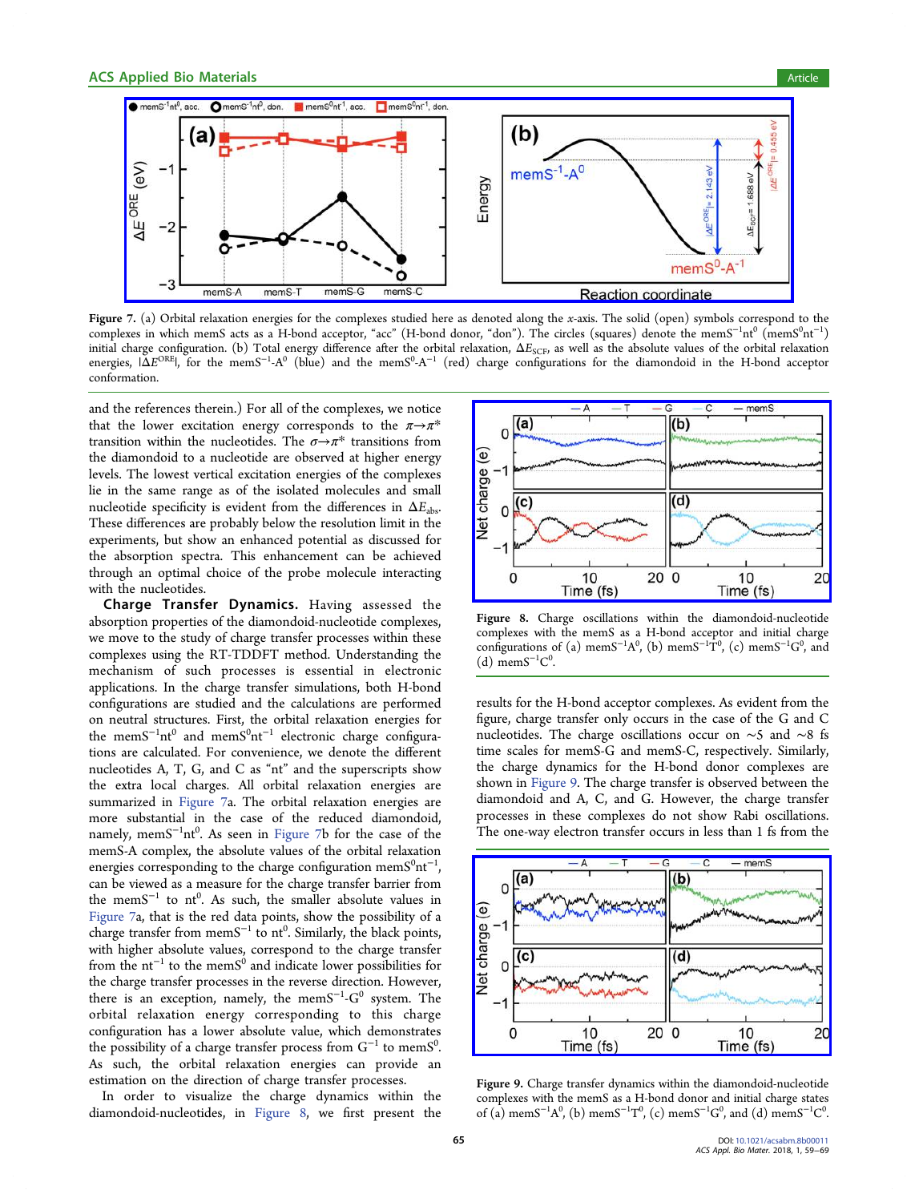Figure 7. (a) Orbital relaxation energies for the complexes studied here as denoted along the $x$-axis. The solid (open) symbols correspond to the complexes in which memS acts as a H-bond acceptor, "acc" (H-bond donor, "don"). The circles (squares) denote the memS$^{-1}$nt$^{0}$ (memS$^{0}$nt$^{-1}$) initial charge configuration. (b) Total energy difference after the orbital relaxation, $\Delta E_{SCF}$, as well as the absolute values of the orbital relaxation energies, $|\Delta E^{ORE}|$, for the memS$^{-1}$-A$^{0}$ (blue) and the memS$^{0}$-A$^{-1}$ (red) charge configurations for the diamondoid in the H-bond acceptor conformation.

and the references therein.) For all of the complexes, we notice that the lower excitation energy corresponds to the $\pi \rightarrow \pi^*$ transition within the nucleotides. The $\sigma \rightarrow \pi^*$ transitions from the diamondoid to a nucleotide are observed at higher energy levels. The lowest vertical excitation energies of the complexes lie in the same range as of the isolated molecules and small nucleotide specificity is evident from the differences in $\Delta E_{abs}$. These differences are probably below the resolution limit in the experiments, but show an enhanced potential as discussed for the absorption spectra. This enhancement can be achieved through an optimal choice of the probe molecule interacting with the nucleotides.

**Charge Transfer Dynamics.** Having assessed the absorption properties of the diamondoid-nucleotide complexes, we move to the study of charge transfer processes within these complexes using the RT-TDDFT method. Understanding the mechanism of such processes is essential in electronic applications. In the charge transfer simulations, both H-bond configurations are studied and the calculations are performed on neutral structures. First, the orbital relaxation energies for the memS$^{-1}$nt$^{0}$ and memS$^{0}$nt$^{-1}$ electronic charge configurations are calculated. For convenience, we denote the different nucleotides A, T, G, and C as "nt" and the superscripts show the extra local charges. All orbital relaxation energies are summarized in Figure 7a. The orbital relaxation energies are more substantial in the case of the reduced diamondoid, namely, memS$^{-1}$nt$^{0}$. As seen in Figure 7b for the case of the memS-A complex, the absolute values of the orbital relaxation energies corresponding to the charge configuration memS$^{0}$nt$^{-1}$, can be viewed as a measure for the charge transfer barrier from the memS$^{-1}$ to nt$^{0}$. As such, the smaller absolute values in Figure 7a, that is the red data points, show the possibility of a charge transfer from memS$^{-1}$ to nt$^{0}$. Similarly, the black points, with higher absolute values, correspond to the charge transfer from the nt$^{-1}$ to the memS$^{0}$ and indicate lower possibilities for the charge transfer processes in the reverse direction. However, there is an exception, namely, the memS$^{-1}$-G$^{0}$ system. The orbital relaxation energy corresponding to this charge configuration has a lower absolute value, which demonstrates the possibility of a charge transfer process from G$^{-1}$ to memS$^{0}$. As such, the orbital relaxation energies can provide an estimation on the direction of charge transfer processes.

In order to visualize the charge dynamics within the diamondoid-nucleotides, in Figure 8, we first present the results for the H-bond acceptor complexes. As evident from the figure, charge transfer only occurs in the case of the G and C nucleotides. The charge oscillations occur on ~5 and ~8 fs time scales for memS-G and memS-C, respectively. Similarly, the charge dynamics for the H-bond donor complexes are shown in Figure 9. The charge transfer is observed between the diamondoid and A, C, and G. However, the charge transfer processes in these complexes do not show Rabi oscillations. The one-way electron transfer occurs in less than 1 fs from the

Figure 8. Charge oscillations within the diamondoid-nucleotide complexes with the memS as a H-bond acceptor and initial charge configurations of (a) memS$^{-1}$A$^{0}$, (b) memS$^{-1}$T$^{0}$, (c) memS$^{-1}$G$^{0}$, and (d) memS$^{-1}$C$^{0}$.

Figure 9. Charge transfer dynamics within the diamondoid-nucleotide complexes with the memS as a H-bond donor and initial charge states of (a) memS$^{-1}$A$^{0}$, (b) memS$^{-1}$T$^{0}$, (c) memS$^{-1}$G$^{0}$, and (d) memS$^{-1}$C$^{0}$.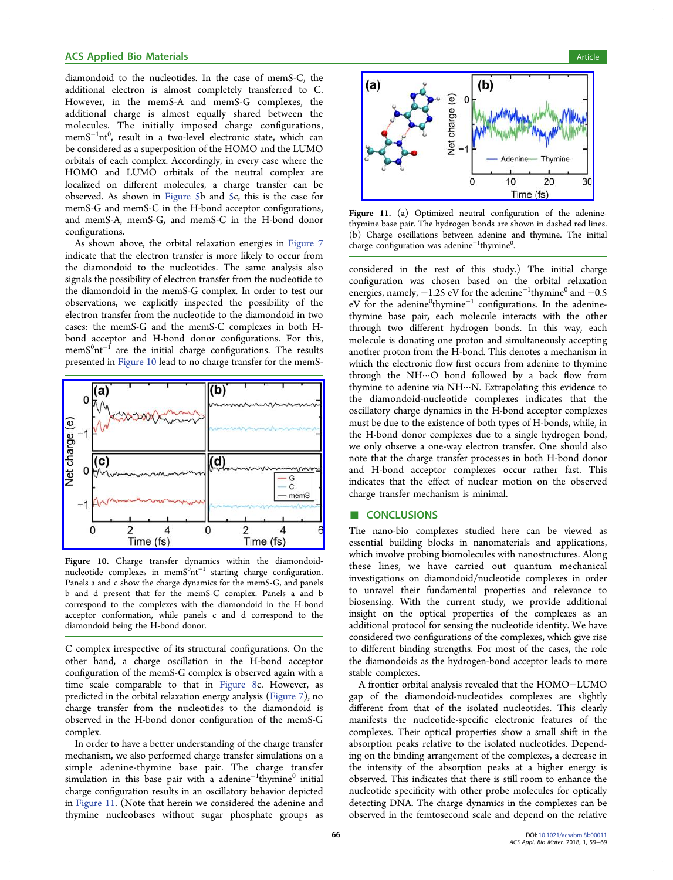diamondoid to the nucleotides. In the case of memS-C, the additional electron is almost completely transferred to C. However, in the memS-A and memS-G complexes, the additional charge is almost equally shared between the molecules. The initially imposed charge configurations, $memS^{-1}nt^{0}$, result in a two-level electronic state, which can be considered as a superposition of the HOMO and the LUMO orbitals of each complex. Accordingly, in every case where the HOMO and LUMO orbitals of the neutral complex are localized on different molecules, a charge transfer can be observed. As shown in Figure 5b and 5c, this is the case for memS-G and memS-C in the H-bond acceptor configurations, and memS-A, memS-G, and memS-C in the H-bond donor configurations.

As shown above, the orbital relaxation energies in Figure 7 indicate that the electron transfer is more likely to occur from the diamondoid to the nucleotides. The same analysis also signals the possibility of electron transfer from the nucleotide to the diamondoid in the memS-G complex. In order to test our observations, we explicitly inspected the possibility of the electron transfer from the nucleotide to the diamondoid in two cases: the memS-G and the memS-C complexes in both H-bond acceptor and H-bond donor configurations. For this, $memS^{0}nt^{-1}$ are the initial charge configurations. The results presented in Figure 10 lead to no charge transfer for the memS-C complex irrespective of its structural configurations. On the other hand, a charge oscillation in the H-bond acceptor configuration of the memS-G complex is observed again with a time scale comparable to that in Figure 8c. However, as predicted in the orbital relaxation energy analysis (Figure 7), no charge transfer from the nucleotides to the diamondoid is observed in the H-bond donor configuration of the memS-G complex.

Figure 10. Charge transfer dynamics within the diamondoid-nucleotide complexes in $memS^{0}nt^{-1}$ starting charge configuration. Panels a and c show the charge dynamics for the memS-G, and panels b and d present that for the memS-C complex. Panels a and b correspond to the complexes with the diamondoid in the H-bond acceptor conformation, while panels c and d correspond to the diamondoid being the H-bond donor.

In order to have a better understanding of the charge transfer mechanism, we also performed charge transfer simulations on a simple adenine-thymine base pair. The charge transfer simulation in this base pair with a $adenine^{-1}thymine^{0}$ initial charge configuration result in an oscillatory behavior depicted in Figure 11. (Note that herein we considered the adenine and thymine nucleobases without sugar phosphate groups as considered in the rest of this study.) The initial charge configuration was chosen based on the orbital relaxation energies, namely, −1.25 eV for the $adenine^{-1}thymine^{0}$ and −0.5 eV for the $adenine^{0}thymine^{-1}$ configurations. In the adenine-thymine base pair, each molecule interacts with the other through two different hydrogen bonds. In this way, each molecule is donating one proton and simultaneously accepting another proton from the H-bond. This denotes a mechanism in which the electronic flow first occurs from adenine to thymine through the NH···O bond followed by a back flow from thymine to adenine via NH···N. Extrapolating this evidence to the diamondoid-nucleotide complexes indicates that the oscillatory charge dynamics in the H-bond acceptor complexes must be due to the existence of both types of H-bonds, while, in the H-bond donor complexes due to a single hydrogen bond, we only observe a one-way electron transfer. One should also note that the charge transfer processes in both H-bond donor and H-bond acceptor complexes occur rather fast. This indicates that the effect of nuclear motion on the observed charge transfer mechanism is minimal.

Figure 11. (a) Optimized neutral configuration of the adenine-thymine base pair. The hydrogen bonds are shown in dashed red lines. (b) Charge oscillations between adenine and thymine. The initial charge configuration was $adenine^{-1}thymine^{0}$.

## CONCLUSIONS

The nano-bio complexes studied here can be viewed as essential building blocks in nanomaterials and applications, which involve probing biomolecules with nanostructures. Along these lines, we have carried out quantum mechanical investigations on diamondoid/nucleotide complexes in order to unravel their fundamental properties and relevance to biosensing. With the current study, we provide additional insight on the optical properties of the complexes as an additional protocol for sensing the nucleotide identity. We have considered two configurations of the complexes, which give rise to different binding strengths. For most of the cases, the role of the diamondoids as the hydrogen-bond acceptor leads to more stable complexes.

A frontier orbital analysis revealed that the HOMO−LUMO gap of the diamondoid-nucleotides complexes are slightly different from that of the isolated nucleotides. This clearly manifests the nucleotide-specific electronic features of the complexes. Their optical properties show a small shift in the absorption peaks relative to the isolated nucleotides. Depending on the binding arrangement of the complexes, a decrease in the intensity of the absorption peaks at a higher energy is observed. This indicates that there is still room to enhance the nucleotide specificity with other probe molecules for optically detecting DNA. The charge dynamics in the complexes can be observed in the femtosecond scale and depend on the relative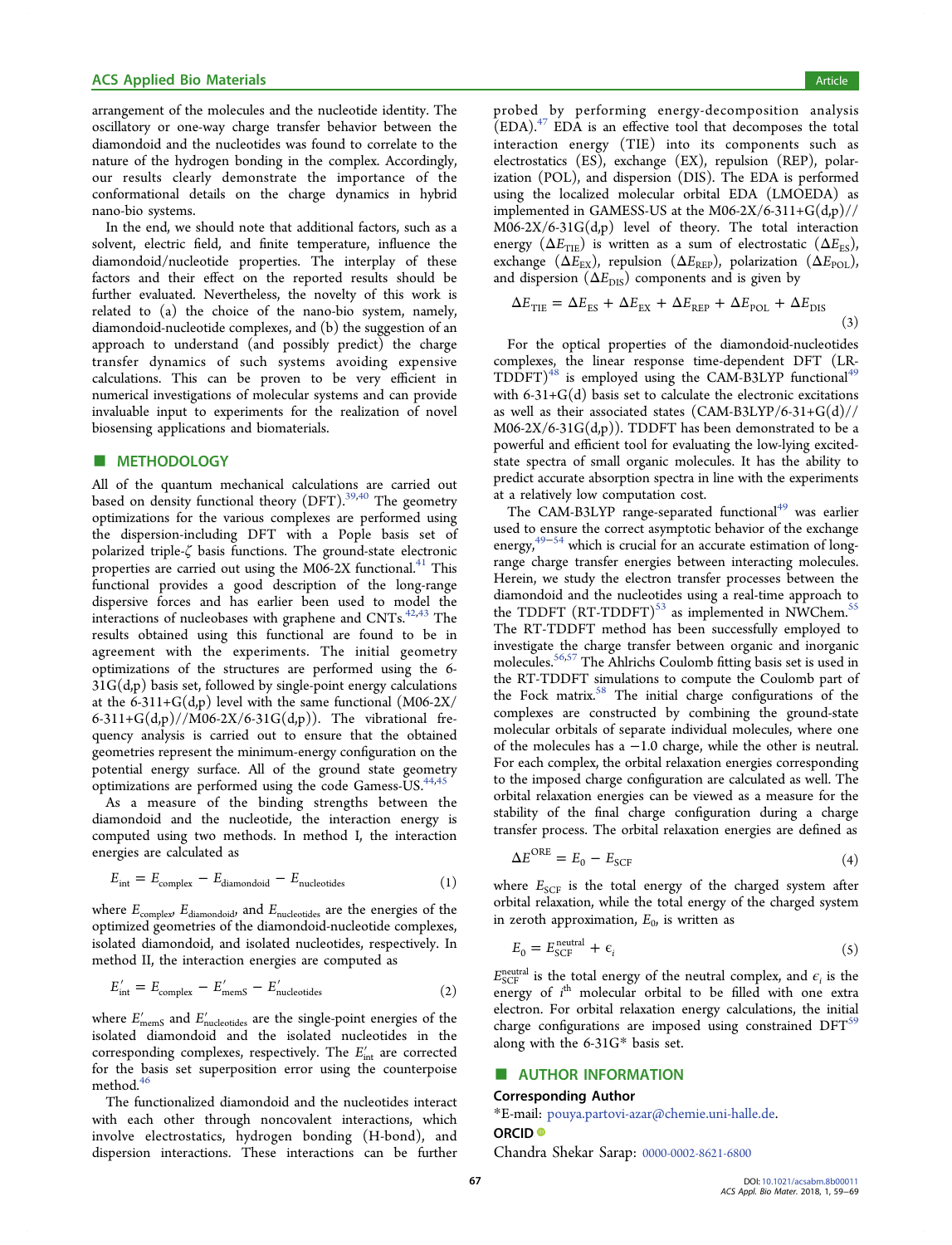arrangement of the molecules and the nucleotide identity. The oscillatory or one-way charge transfer behavior between the diamondoid and the nucleotides was found to correlate to the nature of the hydrogen bonding in the complex. Accordingly, our results clearly demonstrate the importance of the conformational details on the charge dynamics in hybrid nano-bio systems.

In the end, we should note that additional factors, such as a solvent, electric field, and finite temperature, influence the diamondoid/nucleotide properties. The interplay of these factors and their effect on the reported results should be further evaluated. Nevertheless, the novelty of this work is related to (a) the choice of the nano-bio system, namely, diamondoid-nucleotide complexes, and (b) the suggestion of an approach to understand (and possibly predict) the charge transfer dynamics of such systems avoiding expensive calculations. This can be proven to be very efficient in numerical investigations of molecular systems and can provide invaluable input to experiments for the realization of novel biosensing applications and biomaterials.

## ■ METHODOLOGY

All of the quantum mechanical calculations are carried out based on density functional theory (DFT).[39,40] The geometry optimizations for the various complexes are performed using the dispersion-including DFT with a Pople basis set of polarized triple-ζ basis functions. The ground-state electronic properties are carried out using the M06-2X functional.[41] This functional provides a good description of the long-range dispersive forces and has earlier been used to model the interactions of nucleobases with graphene and CNTs.[42,43] The results obtained using this functional are found to be in agreement with the experiments. The initial geometry optimizations of the structures are performed using the 6-31G(d,p) basis set, followed by single-point energy calculations at the 6-311+G(d,p) level with the same functional (M06-2X/6-311+G(d,p)//M06-2X/6-31G(d,p)). The vibrational frequency analysis is carried out to ensure that the obtained geometries represent the minimum-energy configuration on the potential energy surface. All of the ground state geometry optimizations are performed using the code Gamess-US.[44,45]

As a measure of the binding strengths between the diamondoid and the nucleotide, the interaction energy is computed using two methods. In method I, the interaction energies are calculated as

$$E_{\mathrm{int}} = E_{\mathrm{complex}} - E_{\mathrm{diamondoid}} - E_{\mathrm{nucleotides}} \tag{1}$$

where $E_{\mathrm{complex}}$, $E_{\mathrm{diamondoid}}$, and $E_{\mathrm{nucleotides}}$ are the energies of the optimized geometries of the diamondoid-nucleotide complexes, isolated diamondoid, and isolated nucleotides, respectively. In method II, the interaction energies are computed as

$$E'_{\mathrm{int}} = E_{\mathrm{complex}} - E'_{\mathrm{memS}} - E'_{\mathrm{nucleotides}} \tag{2}$$

where $E'_{\mathrm{memS}}$ and $E'_{\mathrm{nucleotides}}$ are the single-point energies of the isolated diamondoid and the isolated nucleotides in the corresponding complexes, respectively. The $E'_{\mathrm{int}}$ are corrected for the basis set superposition error using the counterpoise method.[46]

The functionalized diamondoid and the nucleotides interact with each other through noncovalent interactions, which involve electrostatics, hydrogen bonding (H-bond), and dispersion interactions. These interactions can be further probed by performing energy-decomposition analysis (EDA).[47] EDA is an effective tool that decomposes the total interaction energy (TIE) into its components such as electrostatics (ES), exchange (EX), repulsion (REP), polarization (POL), and dispersion (DIS). The EDA is performed using the localized molecular orbital EDA (LMOEDA) as implemented in GAMESS-US at the M06-2X/6-311+G(d,p)//M06-2X/6-31G(d,p) level of theory. The total interaction energy ($\Delta E_{\mathrm{TIE}}$) is written as a sum of electrostatic ($\Delta E_{\mathrm{ES}}$), exchange ($\Delta E_{\mathrm{EX}}$), repulsion ($\Delta E_{\mathrm{REP}}$), polarization ($\Delta E_{\mathrm{POL}}$), and dispersion ($\Delta E_{\mathrm{DIS}}$) components and is given by

$$\Delta E_{\mathrm{TIE}} = \Delta E_{\mathrm{ES}} + \Delta E_{\mathrm{EX}} + \Delta E_{\mathrm{REP}} + \Delta E_{\mathrm{POL}} + \Delta E_{\mathrm{DIS}} \tag{3}$$

For the optical properties of the diamondoid-nucleotides complexes, the linear response time-dependent DFT (LR-TDDFT)[48] is employed using the CAM-B3LYP functional[49] with 6-31+G(d) basis set to calculate the electronic excitations as well as their associated states (CAM-B3LYP/6-31+G(d)//M06-2X/6-31G(d,p)). TDDFT has been demonstrated to be a powerful and efficient tool for evaluating the low-lying excited-state spectra of small organic molecules. It has the ability to predict accurate absorption spectra in line with the experiments at a relatively low computation cost.

The CAM-B3LYP range-separated functional[49] was earlier used to ensure the correct asymptotic behavior of the exchange energy,[49−54] which is crucial for an accurate estimation of long-range charge transfer energies between interacting molecules. Herein, we study the electron transfer processes between the diamondoid and the nucleotides using a real-time approach to the TDDFT (RT-TDDFT)[53] as implemented in NWChem.[55] The RT-TDDFT method has been successfully employed to investigate the charge transfer between organic and inorganic molecules.[56,57] The Ahlrichs Coulomb fitting basis set is used in the RT-TDDFT simulations to compute the Coulomb part of the Fock matrix.[58] The initial charge configurations of the complexes are constructed by combining the ground-state molecular orbitals of separate individual molecules, where one of the molecules has a −1.0 charge, while the other is neutral. For each complex, the orbital relaxation energies corresponding to the imposed charge configuration are calculated as well. The orbital relaxation energies can be viewed as a measure for the stability of the final charge configuration during a charge transfer process. The orbital relaxation energies are defined as

$$\Delta E^{\mathrm{ORE}} = E_0 - E_{\mathrm{SCF}} \tag{4}$$

where $E_{\mathrm{SCF}}$ is the total energy of the charged system after orbital relaxation, while the total energy of the charged system in zeroth approximation, $E_0$, is written as

$$E_0 = E^{\mathrm{neutral}}_{\mathrm{SCF}} + \epsilon_i \tag{5}$$

$E^{\mathrm{neutral}}_{\mathrm{SCF}}$ is the total energy of the neutral complex, and $\epsilon_i$ is the energy of $i^{\mathrm{th}}$ molecular orbital to be filled with one extra electron. For orbital relaxation energy calculations, the initial charge configurations are imposed using constrained DFT[59] along with the 6-31G* basis set.

## ■ AUTHOR INFORMATION

### Corresponding Author

*E-mail: pouya.partovi-azar@chemie.uni-halle.de.

### ORCID

Chandra Shekar Sarap: 0000-0002-8621-6800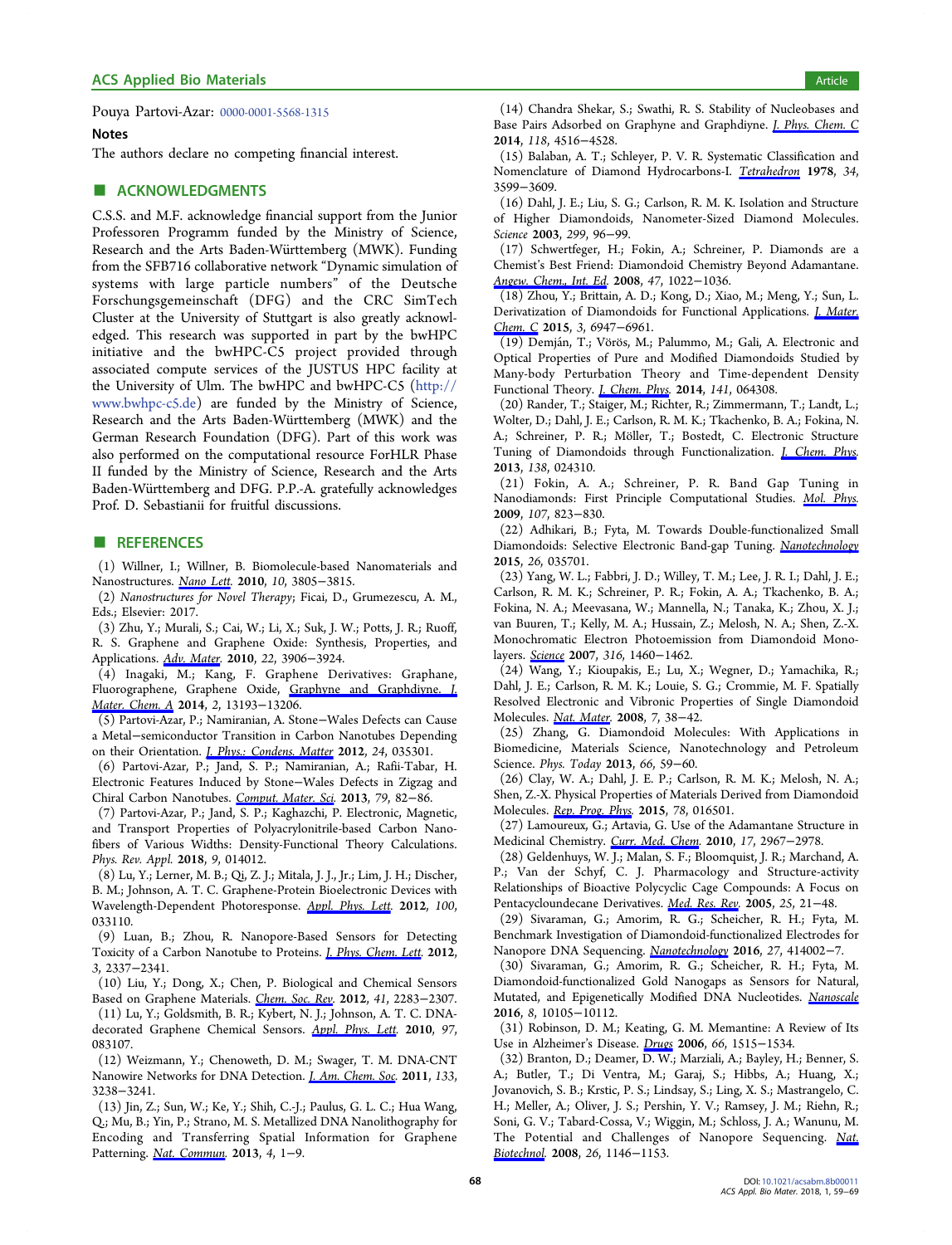Pouya Partovi-Azar: 0000-0001-5568-1315

### Notes

The authors declare no competing financial interest.

## ■ ACKNOWLEDGMENTS

C.S.S. and M.F. acknowledge financial support from the Junior Professoren Programm funded by the Ministry of Science, Research and the Arts Baden-Württemberg (MWK). Funding from the SFB716 collaborative network "Dynamic simulation of systems with large particle numbers" of the Deutsche Forschungsgemeinschaft (DFG) and the CRC SimTech Cluster at the University of Stuttgart is also greatly acknowledged. This research was supported in part by the bwHPC initiative and the bwHPC-C5 project provided through associated compute services of the JUSTUS HPC facility at the University of Ulm. The bwHPC and bwHPC-C5 (http://www.bwhpc-c5.de) are funded by the Ministry of Science, Research and the Arts Baden-Württemberg (MWK) and the German Research Foundation (DFG). Part of this work was also performed on the computational resource ForHLR Phase II funded by the Ministry of Science, Research and the Arts Baden-Württemberg and DFG. P.P.-A. gratefully acknowledges Prof. D. Sebastianii for fruitful discussions.

## ■ REFERENCES

(1) Willner, I.; Willner, B. Biomolecule-based Nanomaterials and Nanostructures. *Nano Lett.* **2010**, *10*, 3805−3815.

(2) *Nanostructures for Novel Therapy*; Ficai, D., Grumezescu, A. M., Eds.; Elsevier: 2017.

(3) Zhu, Y.; Murali, S.; Cai, W.; Li, X.; Suk, J. W.; Potts, J. R.; Ruoff, R. S. Graphene and Graphene Oxide: Synthesis, Properties, and Applications. *Adv. Mater.* **2010**, *22*, 3906−3924.

(4) Inagaki, M.; Kang, F. Graphene Derivatives: Graphane, Fluorographene, Graphene Oxide, Graphyne and Graphdiyne. *J. Mater. Chem. A* **2014**, *2*, 13193−13206.

(5) Partovi-Azar, P.; Namiranian, A. Stone−Wales Defects can Cause a Metal−semiconductor Transition in Carbon Nanotubes Depending on their Orientation. *J. Phys.: Condens. Matter* **2012**, *24*, 035301.

(6) Partovi-Azar, P.; Jand, S. P.; Namiranian, A.; Rafii-Tabar, H. Electronic Features Induced by Stone−Wales Defects in Zigzag and Chiral Carbon Nanotubes. *Comput. Mater. Sci.* **2013**, *79*, 82−86.

(7) Partovi-Azar, P.; Jand, S. P.; Kaghazchi, P. Electronic, Magnetic, and Transport Properties of Polyacrylonitrile-based Carbon Nanofibers of Various Widths: Density-Functional Theory Calculations. *Phys. Rev. Appl.* **2018**, *9*, 014012.

(8) Lu, Y.; Lerner, M. B.; Qi, Z. J.; Mitala, J. J., Jr.; Lim, J. H.; Discher, B. M.; Johnson, A. T. C. Graphene-Protein Bioelectronic Devices with Wavelength-Dependent Photoresponse. *Appl. Phys. Lett.* **2012**, *100*, 033110.

(9) Luan, B.; Zhou, R. Nanopore-Based Sensors for Detecting Toxicity of a Carbon Nanotube to Proteins. *J. Phys. Chem. Lett.* **2012**, *3*, 2337−2341.

(10) Liu, Y.; Dong, X.; Chen, P. Biological and Chemical Sensors Based on Graphene Materials. *Chem. Soc. Rev.* **2012**, *41*, 2283−2307.

(11) Lu, Y.; Goldsmith, B. R.; Kybert, N. J.; Johnson, A. T. C. DNA-decorated Graphene Chemical Sensors. *Appl. Phys. Lett.* **2010**, *97*, 083107.

(12) Weizmann, Y.; Chenoweth, D. M.; Swager, T. M. DNA-CNT Nanowire Networks for DNA Detection. *J. Am. Chem. Soc.* **2011**, *133*, 3238−3241.

(13) Jin, Z.; Sun, W.; Ke, Y.; Shih, C.-J.; Paulus, G. L. C.; Hua Wang, Q.; Mu, B.; Yin, P.; Strano, M. S. Metallized DNA Nanolithography for Encoding and Transferring Spatial Information for Graphene Patterning. *Nat. Commun.* **2013**, *4*, 1−9.

(14) Chandra Shekar, S.; Swathi, R. S. Stability of Nucleobases and Base Pairs Adsorbed on Graphyne and Graphdiyne. *J. Phys. Chem. C* **2014**, *118*, 4516−4528.

(15) Balaban, A. T.; Schleyer, P. V. R. Systematic Classification and Nomenclature of Diamond Hydrocarbons-I. *Tetrahedron* **1978**, *34*, 3599−3609.

(16) Dahl, J. E.; Liu, S. G.; Carlson, R. M. K. Isolation and Structure of Higher Diamondoids, Nanometer-Sized Diamond Molecules. *Science* **2003**, *299*, 96−99.

(17) Schwertfeger, H.; Fokin, A.; Schreiner, P. Diamonds are a Chemist's Best Friend: Diamondoid Chemistry Beyond Adamantane. *Angew. Chem., Int. Ed.* **2008**, *47*, 1022−1036.

(18) Zhou, Y.; Brittain, A. D.; Kong, D.; Xiao, M.; Meng, Y.; Sun, L. Derivatization of Diamondoids for Functional Applications. *J. Mater. Chem. C* **2015**, *3*, 6947−6961.

(19) Demján, T.; Vörös, M.; Palummo, M.; Gali, A. Electronic and Optical Properties of Pure and Modified Diamondoids Studied by Many-body Perturbation Theory and Time-dependent Density Functional Theory. *J. Chem. Phys.* **2014**, *141*, 064308.

(20) Rander, T.; Staiger, M.; Richter, R.; Zimmermann, T.; Landt, L.; Wolter, D.; Dahl, J. E.; Carlson, R. M. K.; Tkachenko, B. A.; Fokina, N. A.; Schreiner, P. R.; Möller, T.; Bostedt, C. Electronic Structure Tuning of Diamondoids through Functionalization. *J. Chem. Phys.* **2013**, *138*, 024310.

(21) Fokin, A. A.; Schreiner, P. R. Band Gap Tuning in Nanodiamonds: First Principle Computational Studies. *Mol. Phys.* **2009**, *107*, 823−830.

(22) Adhikari, B.; Fyta, M. Towards Double-functionalized Small Diamondoids: Selective Electronic Band-gap Tuning. *Nanotechnology* **2015**, *26*, 035701.

(23) Yang, W. L.; Fabbri, J. D.; Willey, T. M.; Lee, J. R. I.; Dahl, J. E.; Carlson, R. M. K.; Schreiner, P. R.; Fokin, A. A.; Tkachenko, B. A.; Fokina, N. A.; Meevasana, W.; Mannella, N.; Tanaka, K.; Zhou, X. J.; van Buuren, T.; Kelly, M. A.; Hussain, Z.; Melosh, N. A.; Shen, Z.-X. Monochromatic Electron Photoemission from Diamondoid Monolayers. *Science* **2007**, *316*, 1460−1462.

(24) Wang, Y.; Kioupakis, E.; Lu, X.; Wegner, D.; Yamachika, R.; Dahl, J. E.; Carlson, R. M. K.; Louie, S. G.; Crommie, M. F. Spatially Resolved Electronic and Vibronic Properties of Single Diamondoid Molecules. *Nat. Mater.* **2008**, *7*, 38−42.

(25) Zhang, G. Diamondoid Molecules: With Applications in Biomedicine, Materials Science, Nanotechnology and Petroleum Science. *Phys. Today* **2013**, *66*, 59−60.

(26) Clay, W. A.; Dahl, J. E. P.; Carlson, R. M. K.; Melosh, N. A.; Shen, Z.-X. Physical Properties of Materials Derived from Diamondoid Molecules. *Rep. Prog. Phys.* **2015**, *78*, 016501.

(27) Lamoureux, G.; Artavia, G. Use of the Adamantane Structure in Medicinal Chemistry. *Curr. Med. Chem.* **2010**, *17*, 2967−2978.

(28) Geldenhuys, W. J.; Malan, S. F.; Bloomquist, J. R.; Marchand, A. P.; Van der Schyf, C. J. Pharmacology and Structure-activity Relationships of Bioactive Polycyclic Cage Compounds: A Focus on Pentacycloundecane Derivatives. *Med. Res. Rev.* **2005**, *25*, 21−48.

(29) Sivaraman, G.; Amorim, R. G.; Scheicher, R. H.; Fyta, M. Benchmark Investigation of Diamondoid-functionalized Electrodes for Nanopore DNA Sequencing. *Nanotechnology* **2016**, *27*, 414002−7.

(30) Sivaraman, G.; Amorim, R. G.; Scheicher, R. H.; Fyta, M. Diamondoid-functionalized Gold Nanogaps as Sensors for Natural, Mutated, and Epigenetically Modified DNA Nucleotides. *Nanoscale* **2016**, *8*, 10105−10112.

(31) Robinson, D. M.; Keating, G. M. Memantine: A Review of Its Use in Alzheimer's Disease. *Drugs* **2006**, *66*, 1515−1534.

(32) Branton, D.; Deamer, D. W.; Marziali, A.; Bayley, H.; Benner, S. A.; Butler, T.; Di Ventra, M.; Garaj, S.; Hibbs, A.; Huang, X.; Jovanovich, S. B.; Krstic, P. S.; Lindsay, S.; Ling, X. S.; Mastrangelo, C. H.; Meller, A.; Oliver, J. S.; Pershin, Y. V.; Ramsey, J. M.; Riehn, R.; Soni, G. V.; Tabard-Cossa, V.; Wiggin, M.; Schloss, J. A.; Wanunu, M. The Potential and Challenges of Nanopore Sequencing. *Nat. Biotechnol.* **2008**, *26*, 1146−1153.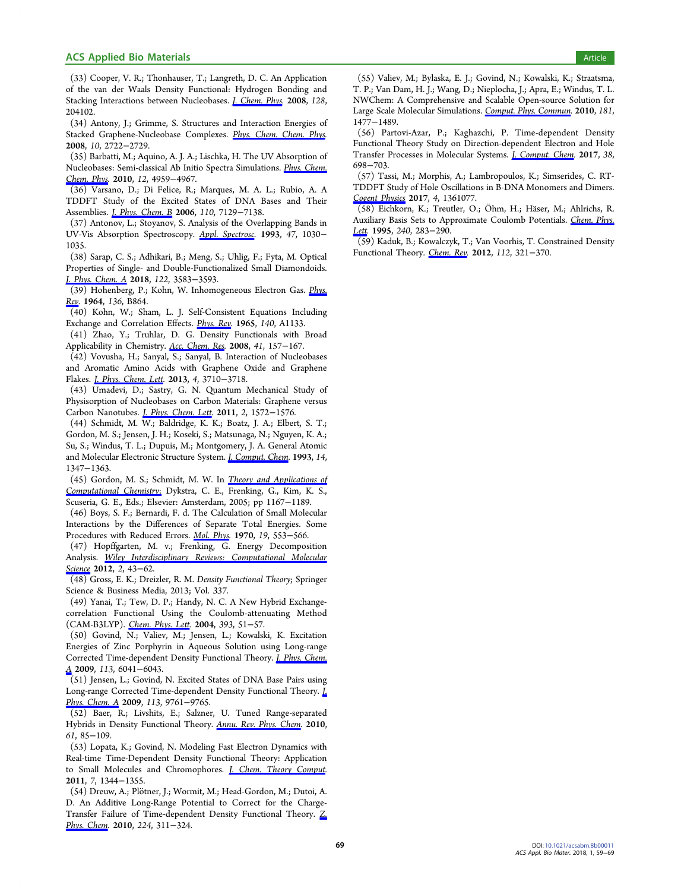(33) Cooper, V. R.; Thonhauser, T.; Langreth, D. C. An Application of the van der Waals Density Functional: Hydrogen Bonding and Stacking Interactions between Nucleobases. *J. Chem. Phys.* **2008**, *128*, 204102.

(34) Antony, J.; Grimme, S. Structures and Interaction Energies of Stacked Graphene-Nucleobase Complexes. *Phys. Chem. Chem. Phys.* **2008**, *10*, 2722–2729.

(35) Barbatti, M.; Aquino, A. J. A.; Lischka, H. The UV Absorption of Nucleobases: Semi-classical Ab Initio Spectra Simulations. *Phys. Chem. Chem. Phys.* **2010**, *12*, 4959–4967.

(36) Varsano, D.; Di Felice, R.; Marques, M. A. L.; Rubio, A. A TDDFT Study of the Excited States of DNA Bases and Their Assemblies. *J. Phys. Chem. B* **2006**, *110*, 7129–7138.

(37) Antonov, L.; Stoyanov, S. Analysis of the Overlapping Bands in UV-Vis Absorption Spectroscopy. *Appl. Spectrosc.* **1993**, *47*, 1030–1035.

(38) Sarap, C. S.; Adhikari, B.; Meng, S.; Uhlig, F.; Fyta, M. Optical Properties of Single- and Double-Functionalized Small Diamondoids. *J. Phys. Chem. A* **2018**, *122*, 3583–3593.

(39) Hohenberg, P.; Kohn, W. Inhomogeneous Electron Gas. *Phys. Rev.* **1964**, *136*, B864.

(40) Kohn, W.; Sham, L. J. Self-Consistent Equations Including Exchange and Correlation Effects. *Phys. Rev.* **1965**, *140*, A1133.

(41) Zhao, Y.; Truhlar, D. G. Density Functionals with Broad Applicability in Chemistry. *Acc. Chem. Res.* **2008**, *41*, 157–167.

(42) Vovusha, H.; Sanyal, S.; Sanyal, B. Interaction of Nucleobases and Aromatic Amino Acids with Graphene Oxide and Graphene Flakes. *J. Phys. Chem. Lett.* **2013**, *4*, 3710–3718.

(43) Umadevi, D.; Sastry, G. N. Quantum Mechanical Study of Physisorption of Nucleobases on Carbon Materials: Graphene versus Carbon Nanotubes. *J. Phys. Chem. Lett.* **2011**, *2*, 1572–1576.

(44) Schmidt, M. W.; Baldridge, K. K.; Boatz, J. A.; Elbert, S. T.; Gordon, M. S.; Jensen, J. H.; Koseki, S.; Matsunaga, N.; Nguyen, K. A.; Su, S.; Windus, T. L.; Dupuis, M.; Montgomery, J. A. General Atomic and Molecular Electronic Structure System. *J. Comput. Chem.* **1993**, *14*, 1347–1363.

(45) Gordon, M. S.; Schmidt, M. W. In *Theory and Applications of Computational Chemistry*; Dykstra, C. E., Frenking, G., Kim, K. S., Scuseria, G. E., Eds.; Elsevier: Amsterdam, 2005; pp 1167–1189.

(46) Boys, S. F.; Bernardi, F. d. The Calculation of Small Molecular Interactions by the Differences of Separate Total Energies. Some Procedures with Reduced Errors. *Mol. Phys.* **1970**, *19*, 553–566.

(47) Hopffgarten, M. v.; Frenking, G. Energy Decomposition Analysis. *Wiley Interdisciplinary Reviews: Computational Molecular Science* **2012**, *2*, 43–62.

(48) Gross, E. K.; Dreizler, R. M. *Density Functional Theory*; Springer Science & Business Media, 2013; Vol. *337*.

(49) Yanai, T.; Tew, D. P.; Handy, N. C. A New Hybrid Exchange-correlation Functional Using the Coulomb-attenuating Method (CAM-B3LYP). *Chem. Phys. Lett.* **2004**, *393*, 51–57.

(50) Govind, N.; Valiev, M.; Jensen, L.; Kowalski, K. Excitation Energies of Zinc Porphyrin in Aqueous Solution using Long-range Corrected Time-dependent Density Functional Theory. *J. Phys. Chem. A* **2009**, *113*, 6041–6043.

(51) Jensen, L.; Govind, N. Excited States of DNA Base Pairs using Long-range Corrected Time-dependent Density Functional Theory. *J. Phys. Chem. A* **2009**, *113*, 9761–9765.

(52) Baer, R.; Livshits, E.; Salzner, U. Tuned Range-separated Hybrids in Density Functional Theory. *Annu. Rev. Phys. Chem.* **2010**, *61*, 85–109.

(53) Lopata, K.; Govind, N. Modeling Fast Electron Dynamics with Real-time Time-Dependent Density Functional Theory: Application to Small Molecules and Chromophores. *J. Chem. Theory Comput.* **2011**, *7*, 1344–1355.

(54) Dreuw, A.; Plötner, J.; Wormit, M.; Head-Gordon, M.; Dutoi, A. D. An Additive Long-Range Potential to Correct for the Charge-Transfer Failure of Time-dependent Density Functional Theory. *Z. Phys. Chem.* **2010**, *224*, 311–324.

(55) Valiev, M.; Bylaska, E. J.; Govind, N.; Kowalski, K.; Straatsma, T. P.; Van Dam, H. J.; Wang, D.; Nieplocha, J.; Apra, E.; Windus, T. L. NWChem: A Comprehensive and Scalable Open-source Solution for Large Scale Molecular Simulations. *Comput. Phys. Commun.* **2010**, *181*, 1477–1489.

(56) Partovi-Azar, P.; Kaghazchi, P. Time-dependent Density Functional Theory Study on Direction-dependent Electron and Hole Transfer Processes in Molecular Systems. *J. Comput. Chem.* **2017**, *38*, 698–703.

(57) Tassi, M.; Morphis, A.; Lambropoulos, K.; Simserides, C. RT-TDDFT Study of Hole Oscillations in B-DNA Monomers and Dimers. *Cogent Physics* **2017**, *4*, 1361077.

(58) Eichkorn, K.; Treutler, O.; Öhm, H.; Häser, M.; Ahlrichs, R. Auxiliary Basis Sets to Approximate Coulomb Potentials. *Chem. Phys. Lett.* **1995**, *240*, 283–290.

(59) Kaduk, B.; Kowalczyk, T.; Van Voorhis, T. Constrained Density Functional Theory. *Chem. Rev.* **2012**, *112*, 321–370.